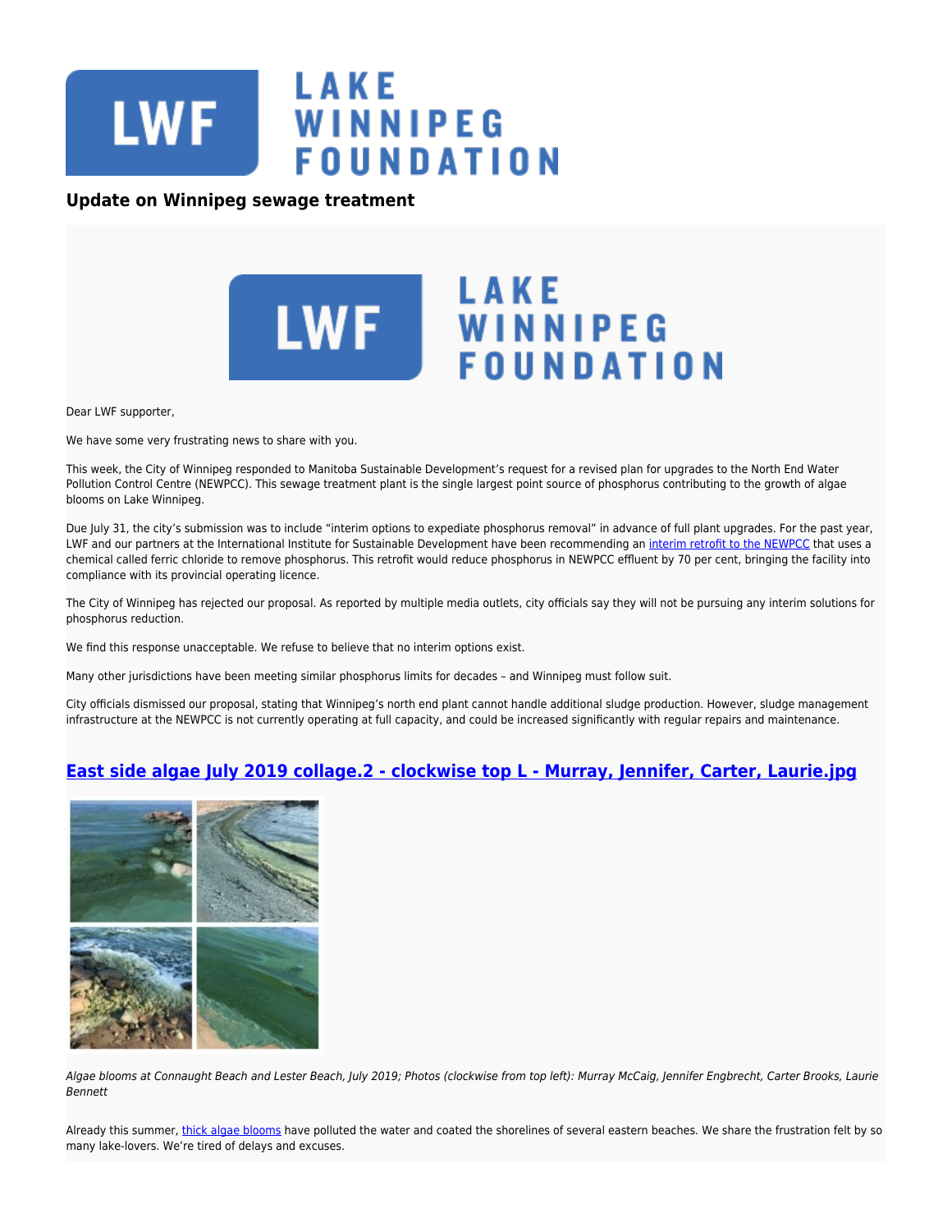# Update on Winnipeg sewage treatment

Dear LWF supporter,

We have some very frustrating news to share with you.

This week, the City of Winnipeg responded to Manitoba Sustainable Development's request for a revised plan for upgrades to the North End Water Pollution Control Centre (NEWPCC). This sewage treatment plant is the single largest point source of phosphorus contributing to the growth of algae blooms on Lake Winnipeg.

Due July 31, the city's submission was to include "interim options to expedite phosphorus removal" in advance of full plant upgrades. For the past year, LWF and our partners at the International Institute for Sustainable Development have been recommending an interim retrofit to the NEWPCC that uses a chemical called ferric chloride to remove phosphorus. This retrofit would reduce phosphorus in NEWPCC effluent by 70 per cent, bringing the facility into compliance with its provincial operating licence.

The City of Winnipeg has rejected our proposal. As reported by multiple media outlets, city officials say they will not be pursuing any interim solutions for phosphorus reduction.

We find this response unacceptable. We refuse to believe that no interim options exist.

Many other jurisdictions have been meeting similar phosphorus limits for decades – and Winnipeg must follow suit.

City officials dismissed our proposal, stating that Winnipeg's north end plant cannot handle additional sludge production. However, sludge management infrastructure at the NEWPCC is not currently operating at full capacity, and could be increased significantly with regular repairs and maintenance.

## East side algae July 2019 collage.2 - clockwise top L - Murray, Jennifer, Carter, Laurie.jpg

*Algae blooms at Connaught Beach and Lester Beach, July 2019; Photos (clockwise from top left): Murray McCaig, Jennifer Engbrecht, Carter Brooks, Laurie Bennett*

Already this summer, thick algae blooms have polluted the water and coated the shorelines of several eastern beaches. We share the frustration felt by so many lake-lovers. We're tired of delays and excuses.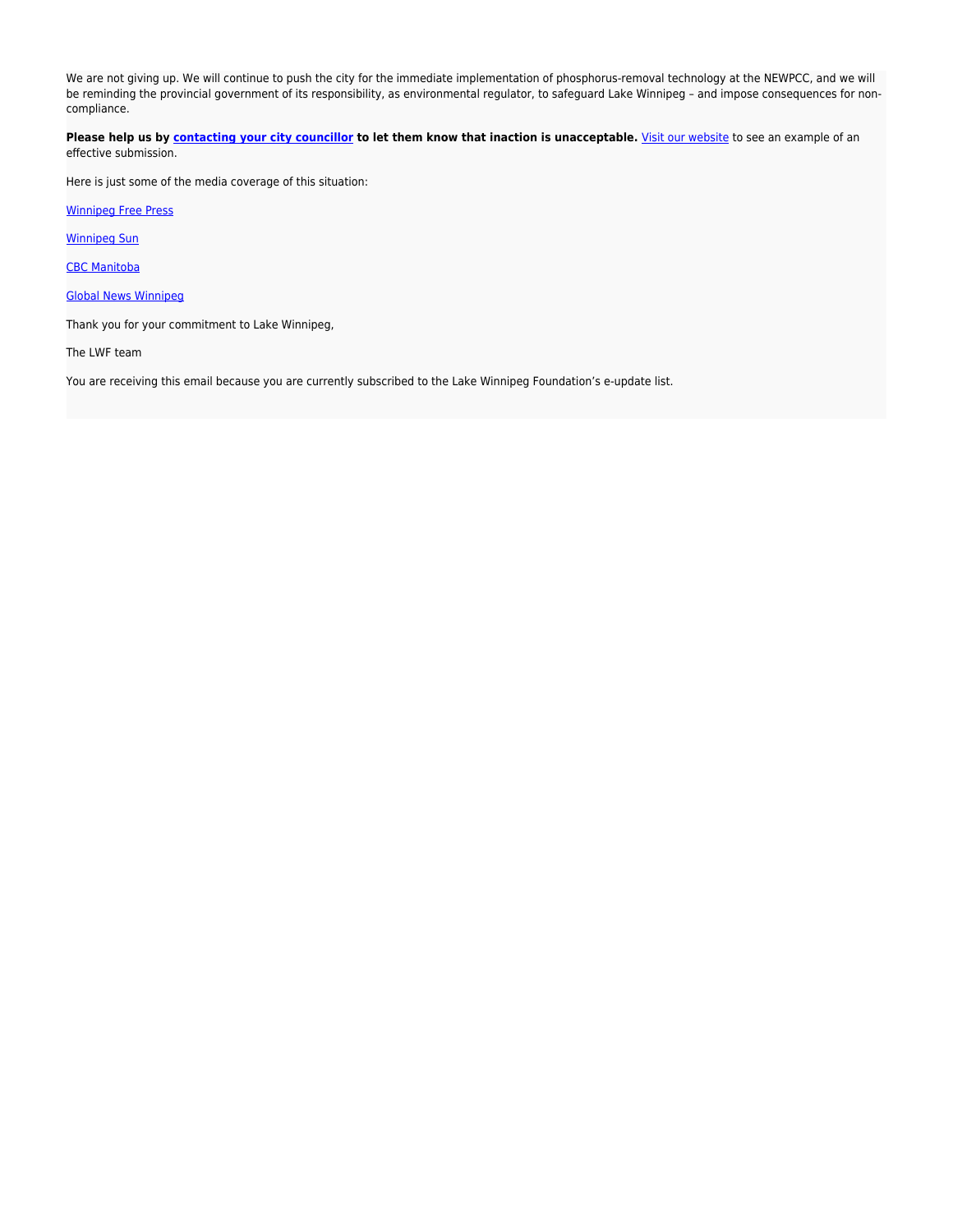We are not giving up. We will continue to push the city for the immediate implementation of phosphorus-removal technology at the NEWPCC, and we will be reminding the provincial government of its responsibility, as environmental regulator, to safeguard Lake Winnipeg – and impose consequences for non-compliance.

**Please help us by contacting your city councillor to let them know that inaction is unacceptable.** Visit our website to see an example of an effective submission.

Here is just some of the media coverage of this situation:

Winnipeg Free Press

Winnipeg Sun

CBC Manitoba

Global News Winnipeg

Thank you for your commitment to Lake Winnipeg,

The LWF team

You are receiving this email because you are currently subscribed to the Lake Winnipeg Foundation's e-update list.